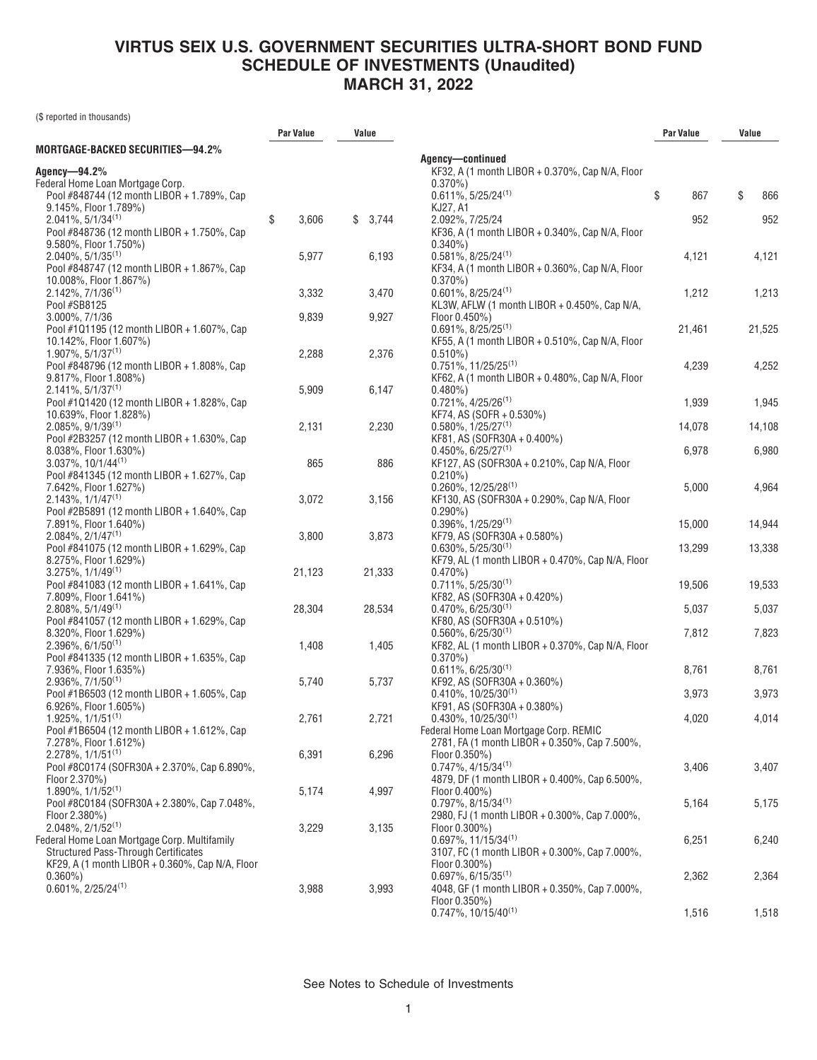# VIRTUS SEIX U.S. GOVERNMENT SECURITIES ULTRA-SHORT BOND FUND
## SCHEDULE OF INVESTMENTS (Unaudited)
## MARCH 31, 2022

($ reported in thousands)

| | Par Value | Value |
|---|---|---|
| **MORTGAGE-BACKED SECURITIES—94.2%** | | |
| **Agency—94.2%** | | |
| Federal Home Loan Mortgage Corp. | | |
| Pool #848744 (12 month LIBOR + 1.789%, Cap 9.145%, Floor 1.789%) 2.041%, 5/1/34[(1)] | $ 3,606 | $ 3,744 |
| Pool #848736 (12 month LIBOR + 1.750%, Cap 9.580%, Floor 1.750%) 2.040%, 5/1/35[(1)] | 5,977 | 6,193 |
| Pool #848747 (12 month LIBOR + 1.867%, Cap 10.008%, Floor 1.867%) 2.142%, 7/1/36[(1)] | 3,332 | 3,470 |
| Pool #SB8125 3.000%, 7/1/36 | 9,839 | 9,927 |
| Pool #1Q1195 (12 month LIBOR + 1.607%, Cap 10.142%, Floor 1.607%) 1.907%, 5/1/37[(1)] | 2,288 | 2,376 |
| Pool #848796 (12 month LIBOR + 1.808%, Cap 9.817%, Floor 1.808%) 2.141%, 5/1/37[(1)] | 5,909 | 6,147 |
| Pool #1Q1420 (12 month LIBOR + 1.828%, Cap 10.639%, Floor 1.828%) 2.085%, 9/1/39[(1)] | 2,131 | 2,230 |
| Pool #2B3257 (12 month LIBOR + 1.630%, Cap 8.038%, Floor 1.630%) 3.037%, 10/1/44[(1)] | 865 | 886 |
| Pool #841345 (12 month LIBOR + 1.627%, Cap 7.642%, Floor 1.627%) 2.143%, 1/1/47[(1)] | 3,072 | 3,156 |
| Pool #2B5891 (12 month LIBOR + 1.640%, Cap 7.891%, Floor 1.640%) 2.084%, 2/1/47[(1)] | 3,800 | 3,873 |
| Pool #841075 (12 month LIBOR + 1.629%, Cap 8.275%, Floor 1.629%) 3.275%, 1/1/49[(1)] | 21,123 | 21,333 |
| Pool #841083 (12 month LIBOR + 1.641%, Cap 7.809%, Floor 1.641%) 2.808%, 5/1/49[(1)] | 28,304 | 28,534 |
| Pool #841057 (12 month LIBOR + 1.629%, Cap 8.320%, Floor 1.629%) 2.396%, 6/1/50[(1)] | 1,408 | 1,405 |
| Pool #841335 (12 month LIBOR + 1.635%, Cap 7.936%, Floor 1.635%) 2.936%, 7/1/50[(1)] | 5,740 | 5,737 |
| Pool #1B6503 (12 month LIBOR + 1.605%, Cap 6.926%, Floor 1.605%) 1.925%, 1/1/51[(1)] | 2,761 | 2,721 |
| Pool #1B6504 (12 month LIBOR + 1.612%, Cap 7.278%, Floor 1.612%) 2.278%, 1/1/51[(1)] | 6,391 | 6,296 |
| Pool #8C0174 (SOFR30A + 2.370%, Cap 6.890%, Floor 2.370%) 1.890%, 1/1/52[(1)] | 5,174 | 4,997 |
| Pool #8C0184 (SOFR30A + 2.380%, Cap 7.048%, Floor 2.380%) 2.048%, 2/1/52[(1)] | 3,229 | 3,135 |
| Federal Home Loan Mortgage Corp. Multifamily Structured Pass-Through Certificates | | |
| KF29, A (1 month LIBOR + 0.360%, Cap N/A, Floor 0.360%) 0.601%, 2/25/24[(1)] | 3,988 | 3,993 |
| **Agency—continued** | | |
| KF32, A (1 month LIBOR + 0.370%, Cap N/A, Floor 0.370%) 0.611%, 5/25/24[(1)] | $ 867 | $ 866 |
| KJ27, A1 2.092%, 7/25/24 | 952 | 952 |
| KF36, A (1 month LIBOR + 0.340%, Cap N/A, Floor 0.340%) 0.581%, 8/25/24[(1)] | 4,121 | 4,121 |
| KF34, A (1 month LIBOR + 0.360%, Cap N/A, Floor 0.370%) 0.601%, 8/25/24[(1)] | 1,212 | 1,213 |
| KL3W, AFLW (1 month LIBOR + 0.450%, Cap N/A, Floor 0.450%) 0.691%, 8/25/25[(1)] | 21,461 | 21,525 |
| KF55, A (1 month LIBOR + 0.510%, Cap N/A, Floor 0.510%) 0.751%, 11/25/25[(1)] | 4,239 | 4,252 |
| KF62, A (1 month LIBOR + 0.480%, Cap N/A, Floor 0.480%) 0.721%, 4/25/26[(1)] | 1,939 | 1,945 |
| KF74, AS (SOFR + 0.530%) 0.580%, 1/25/27[(1)] | 14,078 | 14,108 |
| KF81, AS (SOFR30A + 0.400%) 0.450%, 6/25/27[(1)] | 6,978 | 6,980 |
| KF127, AS (SOFR30A + 0.210%, Cap N/A, Floor 0.210%) 0.260%, 12/25/28[(1)] | 5,000 | 4,964 |
| KF130, AS (SOFR30A + 0.290%, Cap N/A, Floor 0.290%) 0.396%, 1/25/29[(1)] | 15,000 | 14,944 |
| KF79, AS (SOFR30A + 0.580%) 0.630%, 5/25/30[(1)] | 13,299 | 13,338 |
| KF79, AL (1 month LIBOR + 0.470%, Cap N/A, Floor 0.470%) 0.711%, 5/25/30[(1)] | 19,506 | 19,533 |
| KF82, AS (SOFR30A + 0.420%) 0.470%, 6/25/30[(1)] | 5,037 | 5,037 |
| KF80, AS (SOFR30A + 0.510%) 0.560%, 6/25/30[(1)] | 7,812 | 7,823 |
| KF82, AL (1 month LIBOR + 0.370%, Cap N/A, Floor 0.370%) 0.611%, 6/25/30[(1)] | 8,761 | 8,761 |
| KF92, AS (SOFR30A + 0.360%) 0.410%, 10/25/30[(1)] | 3,973 | 3,973 |
| KF91, AS (SOFR30A + 0.380%) 0.430%, 10/25/30[(1)] | 4,020 | 4,014 |
| Federal Home Loan Mortgage Corp. REMIC | | |
| 2781, FA (1 month LIBOR + 0.350%, Cap 7.500%, Floor 0.350%) 0.747%, 4/15/34[(1)] | 3,406 | 3,407 |
| 4879, DF (1 month LIBOR + 0.400%, Cap 6.500%, Floor 0.400%) 0.797%, 8/15/34[(1)] | 5,164 | 5,175 |
| 2980, FJ (1 month LIBOR + 0.300%, Cap 7.000%, Floor 0.300%) 0.697%, 11/15/34[(1)] | 6,251 | 6,240 |
| 3107, FC (1 month LIBOR + 0.300%, Cap 7.000%, Floor 0.300%) 0.697%, 6/15/35[(1)] | 2,362 | 2,364 |
| 4048, GF (1 month LIBOR + 0.350%, Cap 7.000%, Floor 0.350%) 0.747%, 10/15/40[(1)] | 1,516 | 1,518 |

See Notes to Schedule of Investments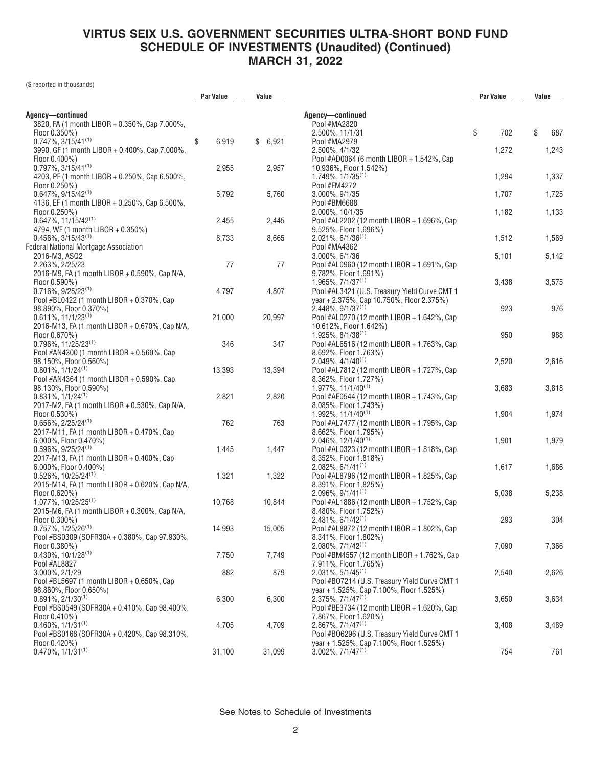# VIRTUS SEIX U.S. GOVERNMENT SECURITIES ULTRA-SHORT BOND FUND
## SCHEDULE OF INVESTMENTS (Unaudited) (Continued)
## MARCH 31, 2022

($ reported in thousands)

| | Par Value | Value |
|---|---|---|
| **Agency—continued** | | |
| 3820, FA (1 month LIBOR + 0.350%, Cap 7.000%, Floor 0.350%) 0.747%, 3/15/41[(1)] | $ 6,919 | $ 6,921 |
| 3990, GF (1 month LIBOR + 0.400%, Cap 7.000%, Floor 0.400%) 0.797%, 3/15/41[(1)] | 2,955 | 2,957 |
| 4203, PF (1 month LIBOR + 0.250%, Cap 6.500%, Floor 0.250%) 0.647%, 9/15/42[(1)] | 5,792 | 5,760 |
| 4136, EF (1 month LIBOR + 0.250%, Cap 6.500%, Floor 0.250%) 0.647%, 11/15/42[(1)] | 2,455 | 2,445 |
| 4794, WF (1 month LIBOR + 0.350%) 0.456%, 3/15/43[(1)] | 8,733 | 8,665 |
| Federal National Mortgage Association | | |
| 2016-M3, ASQ2 2.263%, 2/25/23 | 77 | 77 |
| 2016-M9, FA (1 month LIBOR + 0.590%, Cap N/A, Floor 0.590%) 0.716%, 9/25/23[(1)] | 4,797 | 4,807 |
| Pool #BL0422 (1 month LIBOR + 0.370%, Cap 98.890%, Floor 0.370%) 0.611%, 11/1/23[(1)] | 21,000 | 20,997 |
| 2016-M13, FA (1 month LIBOR + 0.670%, Cap N/A, Floor 0.670%) 0.796%, 11/25/23[(1)] | 346 | 347 |
| Pool #AN4300 (1 month LIBOR + 0.560%, Cap 98.150%, Floor 0.560%) 0.801%, 1/1/24[(1)] | 13,393 | 13,394 |
| Pool #AN4364 (1 month LIBOR + 0.590%, Cap 98.130%, Floor 0.590%) 0.831%, 1/1/24[(1)] | 2,821 | 2,820 |
| 2017-M2, FA (1 month LIBOR + 0.530%, Cap N/A, Floor 0.530%) 0.656%, 2/25/24[(1)] | 762 | 763 |
| 2017-M11, FA (1 month LIBOR + 0.470%, Cap 6.000%, Floor 0.470%) 0.596%, 9/25/24[(1)] | 1,445 | 1,447 |
| 2017-M13, FA (1 month LIBOR + 0.400%, Cap 6.000%, Floor 0.400%) 0.526%, 10/25/24[(1)] | 1,321 | 1,322 |
| 2015-M14, FA (1 month LIBOR + 0.620%, Cap N/A, Floor 0.620%) 1.077%, 10/25/25[(1)] | 10,768 | 10,844 |
| 2015-M6, FA (1 month LIBOR + 0.300%, Cap N/A, Floor 0.300%) 0.757%, 1/25/26[(1)] | 14,993 | 15,005 |
| Pool #BS0309 (SOFR30A + 0.380%, Cap 97.930%, Floor 0.380%) 0.430%, 10/1/28[(1)] | 7,750 | 7,749 |
| Pool #AL8827 3.000%, 2/1/29 | 882 | 879 |
| Pool #BL5697 (1 month LIBOR + 0.650%, Cap 98.860%, Floor 0.650%) 0.891%, 2/1/30[(1)] | 6,300 | 6,300 |
| Pool #BS0549 (SOFR30A + 0.410%, Cap 98.400%, Floor 0.410%) 0.460%, 1/1/31[(1)] | 4,705 | 4,709 |
| Pool #BS0168 (SOFR30A + 0.420%, Cap 98.310%, Floor 0.420%) 0.470%, 1/1/31[(1)] | 31,100 | 31,099 |
| **Agency—continued** | | |
| Pool #MA2820 2.500%, 11/1/31 | $ 702 | $ 687 |
| Pool #MA2979 2.500%, 4/1/32 | 1,272 | 1,243 |
| Pool #AD0064 (6 month LIBOR + 1.542%, Cap 10.936%, Floor 1.542%) 1.749%, 1/1/35[(1)] | 1,294 | 1,337 |
| Pool #FM4272 3.000%, 9/1/35 | 1,707 | 1,725 |
| Pool #BM6688 2.000%, 10/1/35 | 1,182 | 1,133 |
| Pool #AL2202 (12 month LIBOR + 1.696%, Cap 9.525%, Floor 1.696%) 2.021%, 6/1/36[(1)] | 1,512 | 1,569 |
| Pool #MA4362 3.000%, 6/1/36 | 5,101 | 5,142 |
| Pool #AL0960 (12 month LIBOR + 1.691%, Cap 9.782%, Floor 1.691%) 1.965%, 7/1/37[(1)] | 3,438 | 3,575 |
| Pool #AL3421 (U.S. Treasury Yield Curve CMT 1 year + 2.375%, Cap 10.750%, Floor 2.375%) 2.448%, 9/1/37[(1)] | 923 | 976 |
| Pool #AL0270 (12 month LIBOR + 1.642%, Cap 10.612%, Floor 1.642%) 1.925%, 8/1/38[(1)] | 950 | 988 |
| Pool #AL6516 (12 month LIBOR + 1.763%, Cap 8.692%, Floor 1.763%) 2.049%, 4/1/40[(1)] | 2,520 | 2,616 |
| Pool #AL7812 (12 month LIBOR + 1.727%, Cap 8.362%, Floor 1.727%) 1.977%, 11/1/40[(1)] | 3,683 | 3,818 |
| Pool #AE0544 (12 month LIBOR + 1.743%, Cap 8.085%, Floor 1.743%) 1.992%, 11/1/40[(1)] | 1,904 | 1,974 |
| Pool #AL7477 (12 month LIBOR + 1.795%, Cap 8.662%, Floor 1.795%) 2.046%, 12/1/40[(1)] | 1,901 | 1,979 |
| Pool #AL0323 (12 month LIBOR + 1.818%, Cap 8.352%, Floor 1.818%) 2.082%, 6/1/41[(1)] | 1,617 | 1,686 |
| Pool #AL8796 (12 month LIBOR + 1.825%, Cap 8.391%, Floor 1.825%) 2.096%, 9/1/41[(1)] | 5,038 | 5,238 |
| Pool #AL1886 (12 month LIBOR + 1.752%, Cap 8.480%, Floor 1.752%) 2.481%, 6/1/42[(1)] | 293 | 304 |
| Pool #AL8872 (12 month LIBOR + 1.802%, Cap 8.341%, Floor 1.802%) 2.080%, 7/1/42[(1)] | 7,090 | 7,366 |
| Pool #BM4557 (12 month LIBOR + 1.762%, Cap 7.911%, Floor 1.765%) 2.031%, 5/1/45[(1)] | 2,540 | 2,626 |
| Pool #BO7214 (U.S. Treasury Yield Curve CMT 1 year + 1.525%, Cap 7.100%, Floor 1.525%) 2.375%, 7/1/47[(1)] | 3,650 | 3,634 |
| Pool #BE3734 (12 month LIBOR + 1.620%, Cap 7.867%, Floor 1.620%) 2.867%, 7/1/47[(1)] | 3,408 | 3,489 |
| Pool #BO6296 (U.S. Treasury Yield Curve CMT 1 year + 1.525%, Cap 7.100%, Floor 1.525%) 3.002%, 7/1/47[(1)] | 754 | 761 |

See Notes to Schedule of Investments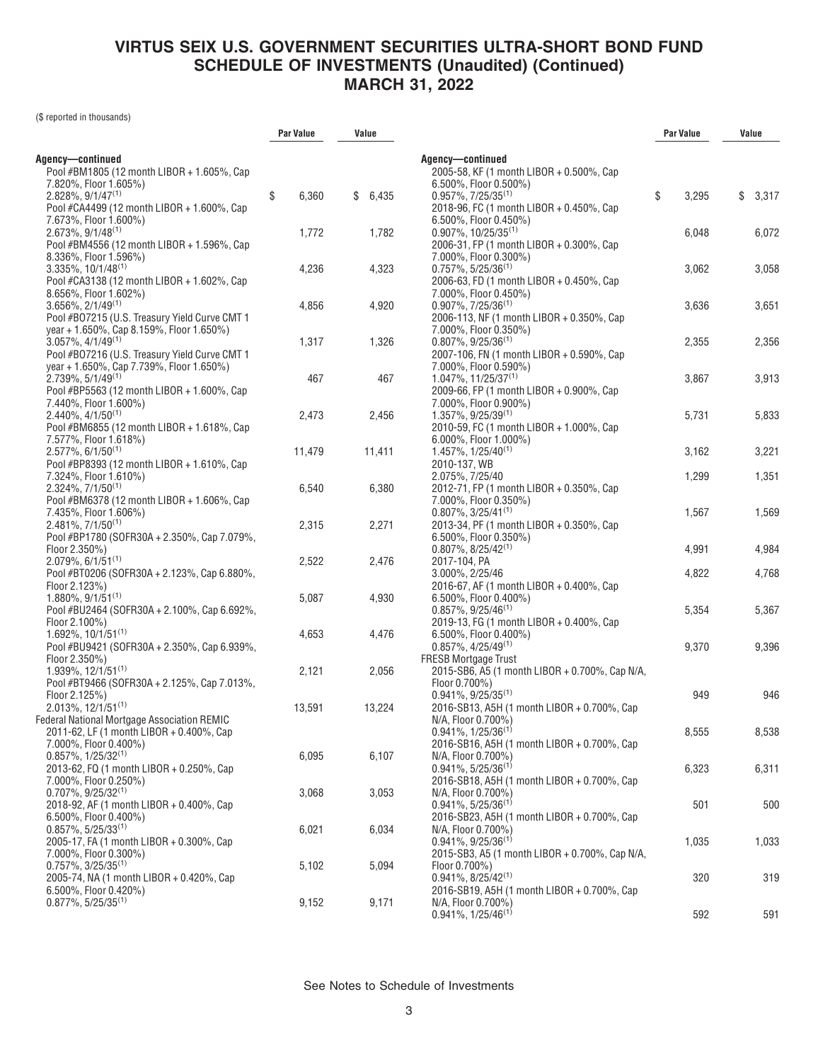# VIRTUS SEIX U.S. GOVERNMENT SECURITIES ULTRA-SHORT BOND FUND
## SCHEDULE OF INVESTMENTS (Unaudited) (Continued)
## MARCH 31, 2022

($ reported in thousands)

| | Par Value | Value |
|---|---|---|
| **Agency—continued** | | |
| Pool #BM1805 (12 month LIBOR + 1.605%, Cap 7.820%, Floor 1.605%) 2.828%, 9/1/47[(1)] | $ 6,360 | $ 6,435 |
| Pool #CA4499 (12 month LIBOR + 1.600%, Cap 7.673%, Floor 1.600%) 2.673%, 9/1/48[(1)] | 1,772 | 1,782 |
| Pool #BM4556 (12 month LIBOR + 1.596%, Cap 8.336%, Floor 1.596%) 3.335%, 10/1/48[(1)] | 4,236 | 4,323 |
| Pool #CA3138 (12 month LIBOR + 1.602%, Cap 8.656%, Floor 1.602%) 3.656%, 2/1/49[(1)] | 4,856 | 4,920 |
| Pool #BO7215 (U.S. Treasury Yield Curve CMT 1 year + 1.650%, Cap 8.159%, Floor 1.650%) 3.057%, 4/1/49[(1)] | 1,317 | 1,326 |
| Pool #BO7216 (U.S. Treasury Yield Curve CMT 1 year + 1.650%, Cap 7.739%, Floor 1.650%) 2.739%, 5/1/49[(1)] | 467 | 467 |
| Pool #BP5563 (12 month LIBOR + 1.600%, Cap 7.440%, Floor 1.600%) 2.440%, 4/1/50[(1)] | 2,473 | 2,456 |
| Pool #BM6855 (12 month LIBOR + 1.618%, Cap 7.577%, Floor 1.618%) 2.577%, 6/1/50[(1)] | 11,479 | 11,411 |
| Pool #BP8393 (12 month LIBOR + 1.610%, Cap 7.324%, Floor 1.610%) 2.324%, 7/1/50[(1)] | 6,540 | 6,380 |
| Pool #BM6378 (12 month LIBOR + 1.606%, Cap 7.435%, Floor 1.606%) 2.481%, 7/1/50[(1)] | 2,315 | 2,271 |
| Pool #BP1780 (SOFR30A + 2.350%, Cap 7.079%, Floor 2.350%) 2.079%, 6/1/51[(1)] | 2,522 | 2,476 |
| Pool #BT0206 (SOFR30A + 2.123%, Cap 6.880%, Floor 2.123%) 1.880%, 9/1/51[(1)] | 5,087 | 4,930 |
| Pool #BU2464 (SOFR30A + 2.100%, Cap 6.692%, Floor 2.100%) 1.692%, 10/1/51[(1)] | 4,653 | 4,476 |
| Pool #BU9421 (SOFR30A + 2.350%, Cap 6.939%, Floor 2.350%) 1.939%, 12/1/51[(1)] | 2,121 | 2,056 |
| Pool #BT9466 (SOFR30A + 2.125%, Cap 7.013%, Floor 2.125%) 2.013%, 12/1/51[(1)] | 13,591 | 13,224 |
| Federal National Mortgage Association REMIC | | |
| 2011-62, LF (1 month LIBOR + 0.400%, Cap 7.000%, Floor 0.400%) 0.857%, 1/25/32[(1)] | 6,095 | 6,107 |
| 2013-62, FQ (1 month LIBOR + 0.250%, Cap 7.000%, Floor 0.250%) 0.707%, 9/25/32[(1)] | 3,068 | 3,053 |
| 2018-92, AF (1 month LIBOR + 0.400%, Cap 6.500%, Floor 0.400%) 0.857%, 5/25/33[(1)] | 6,021 | 6,034 |
| 2005-17, FA (1 month LIBOR + 0.300%, Cap 7.000%, Floor 0.300%) 0.757%, 3/25/35[(1)] | 5,102 | 5,094 |
| 2005-74, NA (1 month LIBOR + 0.420%, Cap 6.500%, Floor 0.420%) 0.877%, 5/25/35[(1)] | 9,152 | 9,171 |
| **Agency—continued** | | |
| 2005-58, KF (1 month LIBOR + 0.500%, Cap 6.500%, Floor 0.500%) 0.957%, 7/25/35[(1)] | $ 3,295 | $ 3,317 |
| 2018-96, FC (1 month LIBOR + 0.450%, Cap 6.500%, Floor 0.450%) 0.907%, 10/25/35[(1)] | 6,048 | 6,072 |
| 2006-31, FP (1 month LIBOR + 0.300%, Cap 7.000%, Floor 0.300%) 0.757%, 5/25/36[(1)] | 3,062 | 3,058 |
| 2006-63, FD (1 month LIBOR + 0.450%, Cap 7.000%, Floor 0.450%) 0.907%, 7/25/36[(1)] | 3,636 | 3,651 |
| 2006-113, NF (1 month LIBOR + 0.350%, Cap 7.000%, Floor 0.350%) 0.807%, 9/25/36[(1)] | 2,355 | 2,356 |
| 2007-106, FN (1 month LIBOR + 0.590%, Cap 7.000%, Floor 0.590%) 1.047%, 11/25/37[(1)] | 3,867 | 3,913 |
| 2009-66, FP (1 month LIBOR + 0.900%, Cap 7.000%, Floor 0.900%) 1.357%, 9/25/39[(1)] | 5,731 | 5,833 |
| 2010-59, FC (1 month LIBOR + 1.000%, Cap 6.000%, Floor 1.000%) 1.457%, 1/25/40[(1)] | 3,162 | 3,221 |
| 2010-137, WB 2.075%, 7/25/40 | 1,299 | 1,351 |
| 2012-71, FP (1 month LIBOR + 0.350%, Cap 7.000%, Floor 0.350%) 0.807%, 3/25/41[(1)] | 1,567 | 1,569 |
| 2013-34, PF (1 month LIBOR + 0.350%, Cap 6.500%, Floor 0.350%) 0.807%, 8/25/42[(1)] | 4,991 | 4,984 |
| 2017-104, PA 3.000%, 2/25/46 | 4,822 | 4,768 |
| 2016-67, AF (1 month LIBOR + 0.400%, Cap 6.500%, Floor 0.400%) 0.857%, 9/25/46[(1)] | 5,354 | 5,367 |
| 2019-13, FG (1 month LIBOR + 0.400%, Cap 6.500%, Floor 0.400%) 0.857%, 4/25/49[(1)] | 9,370 | 9,396 |
| FRESB Mortgage Trust | | |
| 2015-SB6, A5 (1 month LIBOR + 0.700%, Cap N/A, Floor 0.700%) 0.941%, 9/25/35[(1)] | 949 | 946 |
| 2016-SB13, A5H (1 month LIBOR + 0.700%, Cap N/A, Floor 0.700%) 0.941%, 1/25/36[(1)] | 8,555 | 8,538 |
| 2016-SB16, A5H (1 month LIBOR + 0.700%, Cap N/A, Floor 0.700%) 0.941%, 5/25/36[(1)] | 6,323 | 6,311 |
| 2016-SB18, A5H (1 month LIBOR + 0.700%, Cap N/A, Floor 0.700%) 0.941%, 5/25/36[(1)] | 501 | 500 |
| 2016-SB23, A5H (1 month LIBOR + 0.700%, Cap N/A, Floor 0.700%) 0.941%, 9/25/36[(1)] | 1,035 | 1,033 |
| 2015-SB3, A5 (1 month LIBOR + 0.700%, Cap N/A, Floor 0.700%) 0.941%, 8/25/42[(1)] | 320 | 319 |
| 2016-SB19, A5H (1 month LIBOR + 0.700%, Cap N/A, Floor 0.700%) 0.941%, 1/25/46[(1)] | 592 | 591 |

See Notes to Schedule of Investments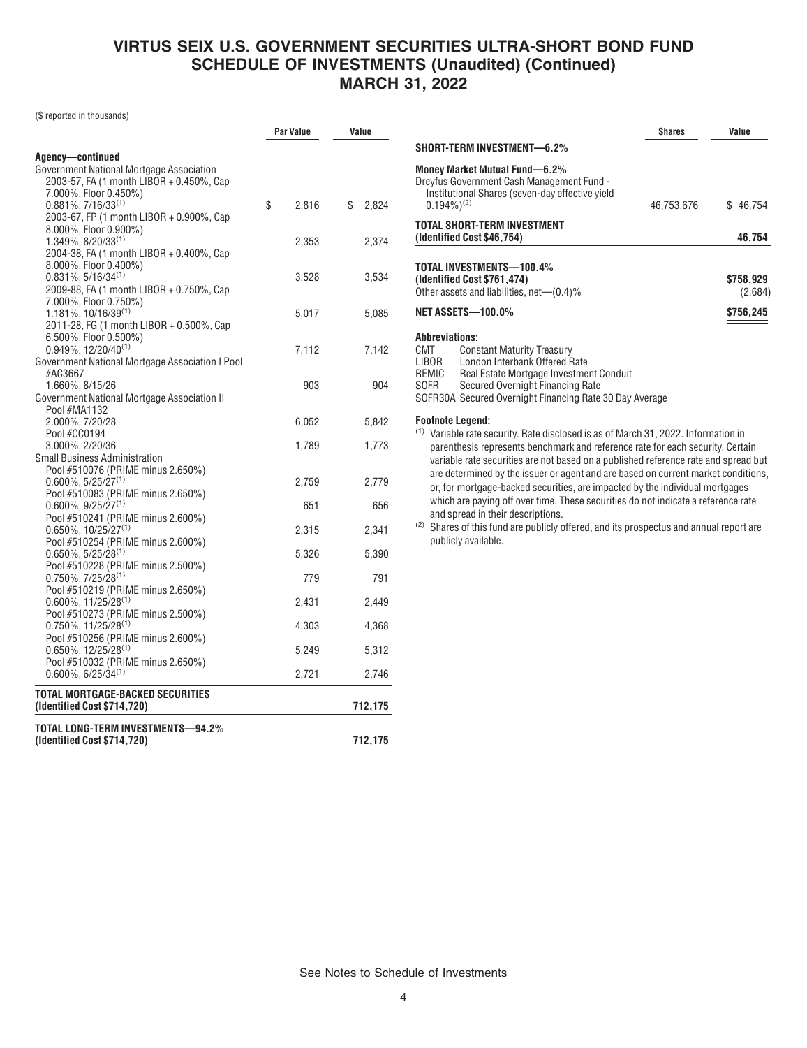# VIRTUS SEIX U.S. GOVERNMENT SECURITIES ULTRA-SHORT BOND FUND
## SCHEDULE OF INVESTMENTS (Unaudited) (Continued)
## MARCH 31, 2022

($ reported in thousands)

| | Par Value | Value |
|---|---|---|
| **Agency—continued** | | |
| Government National Mortgage Association | | |
| 2003-57, FA (1 month LIBOR + 0.450%, Cap 7.000%, Floor 0.450%) 0.881%, 7/16/33[(1)] | $ 2,816 | $ 2,824 |
| 2003-67, FP (1 month LIBOR + 0.900%, Cap 8.000%, Floor 0.900%) 1.349%, 8/20/33[(1)] | 2,353 | 2,374 |
| 2004-38, FA (1 month LIBOR + 0.400%, Cap 8.000%, Floor 0.400%) 0.831%, 5/16/34[(1)] | 3,528 | 3,534 |
| 2009-88, FA (1 month LIBOR + 0.750%, Cap 7.000%, Floor 0.750%) 1.181%, 10/16/39[(1)] | 5,017 | 5,085 |
| 2011-28, FG (1 month LIBOR + 0.500%, Cap 6.500%, Floor 0.500%) 0.949%, 12/20/40[(1)] | 7,112 | 7,142 |
| Government National Mortgage Association I Pool #AC3667 1.660%, 8/15/26 | 903 | 904 |
| Government National Mortgage Association II | | |
| Pool #MA1132 2.000%, 7/20/28 | 6,052 | 5,842 |
| Pool #CC0194 3.000%, 2/20/36 | 1,789 | 1,773 |
| Small Business Administration | | |
| Pool #510076 (PRIME minus 2.650%) 0.600%, 5/25/27[(1)] | 2,759 | 2,779 |
| Pool #510083 (PRIME minus 2.650%) 0.600%, 9/25/27[(1)] | 651 | 656 |
| Pool #510241 (PRIME minus 2.600%) 0.650%, 10/25/27[(1)] | 2,315 | 2,341 |
| Pool #510254 (PRIME minus 2.600%) 0.650%, 5/25/28[(1)] | 5,326 | 5,390 |
| Pool #510228 (PRIME minus 2.500%) 0.750%, 7/25/28[(1)] | 779 | 791 |
| Pool #510219 (PRIME minus 2.650%) 0.600%, 11/25/28[(1)] | 2,431 | 2,449 |
| Pool #510273 (PRIME minus 2.500%) 0.750%, 11/25/28[(1)] | 4,303 | 4,368 |
| Pool #510256 (PRIME minus 2.600%) 0.650%, 12/25/28[(1)] | 5,249 | 5,312 |
| Pool #510032 (PRIME minus 2.650%) 0.600%, 6/25/34[(1)] | 2,721 | 2,746 |
| **TOTAL MORTGAGE-BACKED SECURITIES (Identified Cost $714,720)** | | **712,175** |
| **TOTAL LONG-TERM INVESTMENTS—94.2% (Identified Cost $714,720)** | | **712,175** |

| | Shares | Value |
|---|---|---|
| **SHORT-TERM INVESTMENT—6.2%** | | |
| **Money Market Mutual Fund—6.2%** | | |
| Dreyfus Government Cash Management Fund - Institutional Shares (seven-day effective yield 0.194%)[(2)] | 46,753,676 | $ 46,754 |
| **TOTAL SHORT-TERM INVESTMENT (Identified Cost $46,754)** | | **46,754** |
| **TOTAL INVESTMENTS—100.4% (Identified Cost $761,474)** | | **$758,929** |
| Other assets and liabilities, net—(0.4)% | | (2,684) |
| **NET ASSETS—100.0%** | | **$756,245** |

**Abbreviations:**

CMT Constant Maturity Treasury
LIBOR London Interbank Offered Rate
REMIC Real Estate Mortgage Investment Conduit
SOFR Secured Overnight Financing Rate
SOFR30A Secured Overnight Financing Rate 30 Day Average

**Footnote Legend:**

(1) Variable rate security. Rate disclosed is as of March 31, 2022. Information in parenthesis represents benchmark and reference rate for each security. Certain variable rate securities are not based on a published reference rate and spread but are determined by the issuer or agent and are based on current market conditions, or, for mortgage-backed securities, are impacted by the individual mortgages which are paying off over time. These securities do not indicate a reference rate and spread in their descriptions.

(2) Shares of this fund are publicly offered, and its prospectus and annual report are publicly available.

See Notes to Schedule of Investments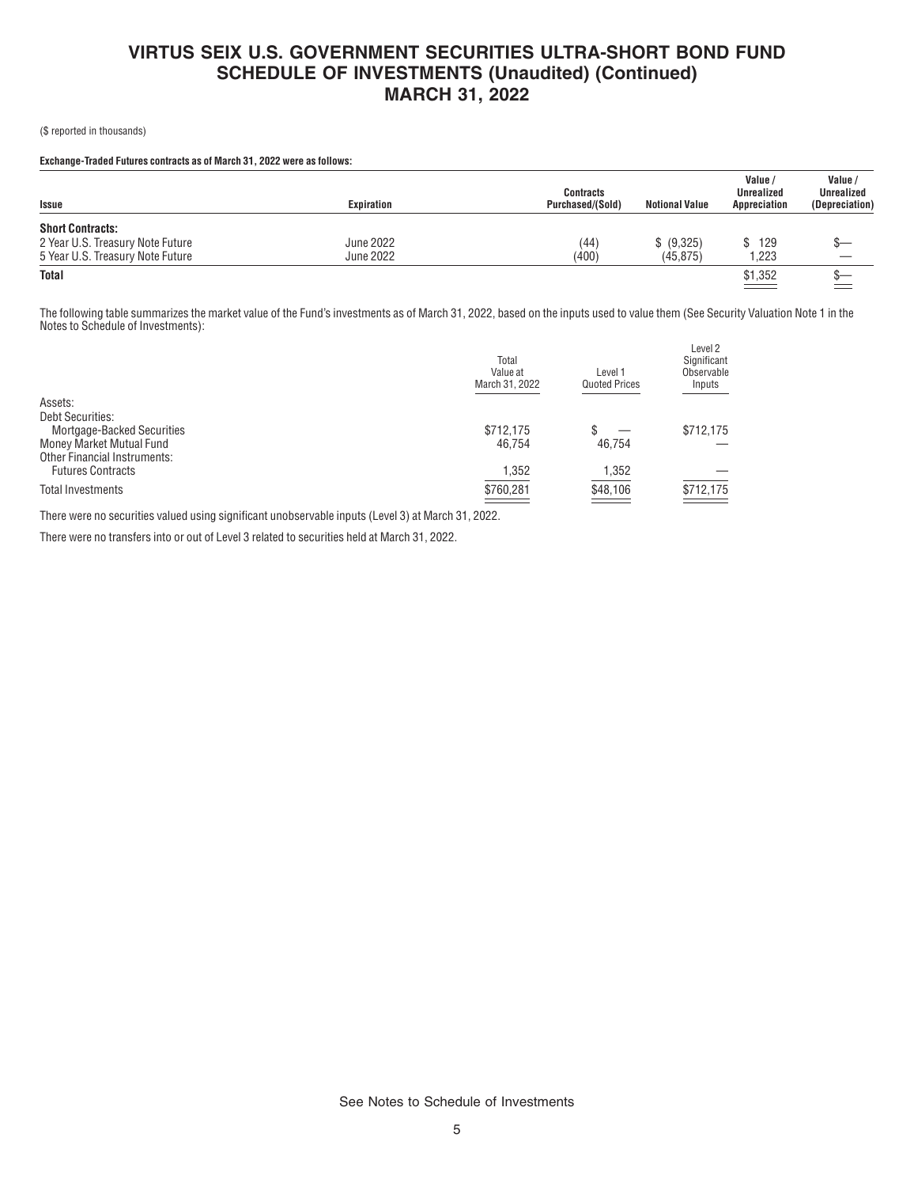# VIRTUS SEIX U.S. GOVERNMENT SECURITIES ULTRA-SHORT BOND FUND
## SCHEDULE OF INVESTMENTS (Unaudited) (Continued)
## MARCH 31, 2022

($ reported in thousands)

**Exchange-Traded Futures contracts as of March 31, 2022 were as follows:**

| Issue | Expiration | Contracts Purchased/(Sold) | Notional Value | Value / Unrealized Appreciation | Value / Unrealized (Depreciation) |
|---|---|---|---|---|---|
| **Short Contracts:** | | | | | |
| 2 Year U.S. Treasury Note Future | June 2022 | (44) | $ (9,325) | $ 129 | $— |
| 5 Year U.S. Treasury Note Future | June 2022 | (400) | (45,875) | 1,223 | — |
| **Total** | | | | $1,352 | $— |

The following table summarizes the market value of the Fund's investments as of March 31, 2022, based on the inputs used to value them (See Security Valuation Note 1 in the Notes to Schedule of Investments):

| | Total Value at March 31, 2022 | Level 1 Quoted Prices | Level 2 Significant Observable Inputs |
|---|---|---|---|
| Assets: | | | |
| Debt Securities: | | | |
| Mortgage-Backed Securities | $712,175 | $ — | $712,175 |
| Money Market Mutual Fund | 46,754 | 46,754 | — |
| Other Financial Instruments: | | | |
| Futures Contracts | 1,352 | 1,352 | — |
| Total Investments | $760,281 | $48,106 | $712,175 |

There were no securities valued using significant unobservable inputs (Level 3) at March 31, 2022.

There were no transfers into or out of Level 3 related to securities held at March 31, 2022.

See Notes to Schedule of Investments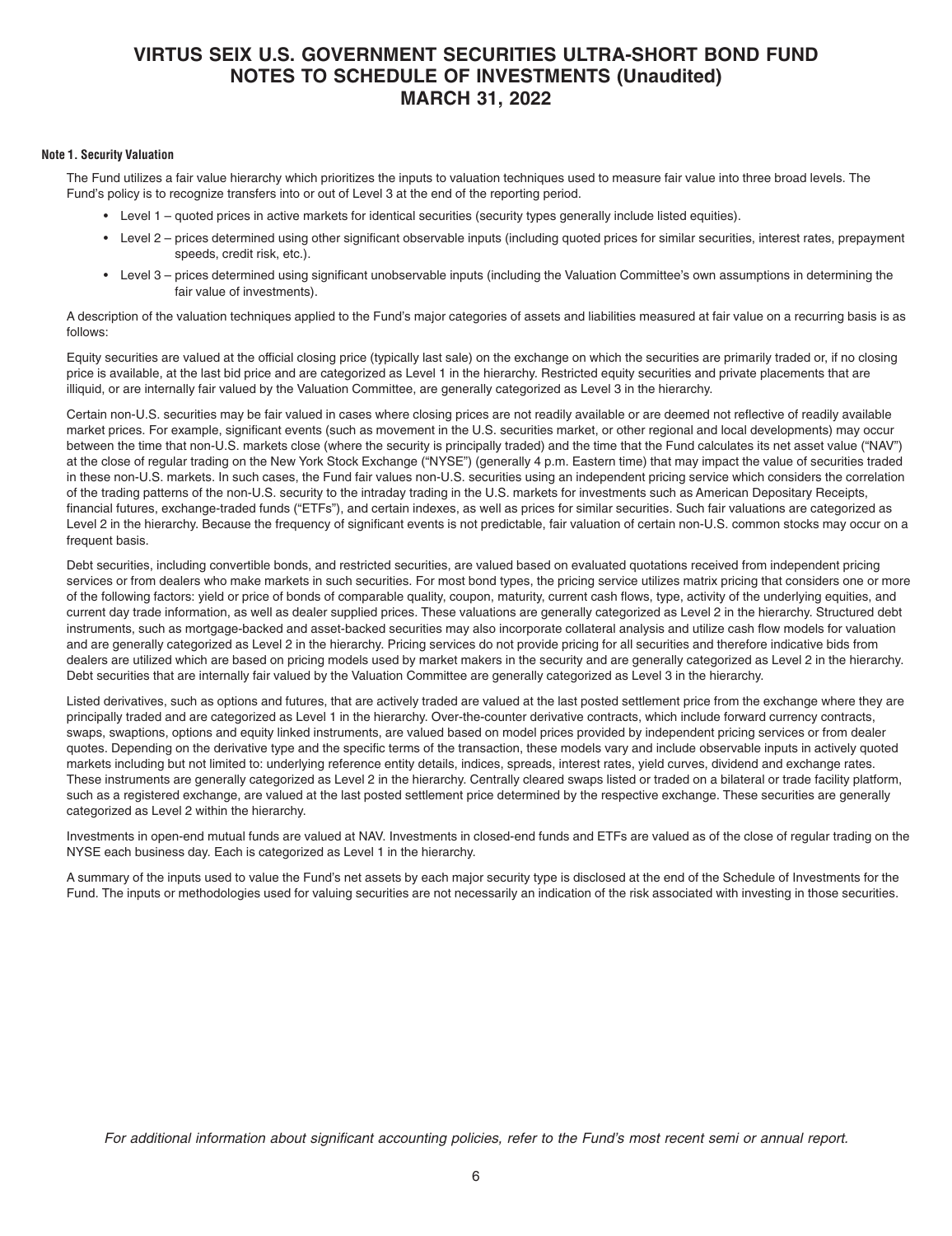# VIRTUS SEIX U.S. GOVERNMENT SECURITIES ULTRA-SHORT BOND FUND
## NOTES TO SCHEDULE OF INVESTMENTS (Unaudited)
## MARCH 31, 2022

**Note 1. Security Valuation**

The Fund utilizes a fair value hierarchy which prioritizes the inputs to valuation techniques used to measure fair value into three broad levels. The Fund's policy is to recognize transfers into or out of Level 3 at the end of the reporting period.

- Level 1 – quoted prices in active markets for identical securities (security types generally include listed equities).
- Level 2 – prices determined using other significant observable inputs (including quoted prices for similar securities, interest rates, prepayment speeds, credit risk, etc.).
- Level 3 – prices determined using significant unobservable inputs (including the Valuation Committee's own assumptions in determining the fair value of investments).

A description of the valuation techniques applied to the Fund's major categories of assets and liabilities measured at fair value on a recurring basis is as follows:

Equity securities are valued at the official closing price (typically last sale) on the exchange on which the securities are primarily traded or, if no closing price is available, at the last bid price and are categorized as Level 1 in the hierarchy. Restricted equity securities and private placements that are illiquid, or are internally fair valued by the Valuation Committee, are generally categorized as Level 3 in the hierarchy.

Certain non-U.S. securities may be fair valued in cases where closing prices are not readily available or are deemed not reflective of readily available market prices. For example, significant events (such as movement in the U.S. securities market, or other regional and local developments) may occur between the time that non-U.S. markets close (where the security is principally traded) and the time that the Fund calculates its net asset value ("NAV") at the close of regular trading on the New York Stock Exchange ("NYSE") (generally 4 p.m. Eastern time) that may impact the value of securities traded in these non-U.S. markets. In such cases, the Fund fair values non-U.S. securities using an independent pricing service which considers the correlation of the trading patterns of the non-U.S. security to the intraday trading in the U.S. markets for investments such as American Depositary Receipts, financial futures, exchange-traded funds ("ETFs"), and certain indexes, as well as prices for similar securities. Such fair valuations are categorized as Level 2 in the hierarchy. Because the frequency of significant events is not predictable, fair valuation of certain non-U.S. common stocks may occur on a frequent basis.

Debt securities, including convertible bonds, and restricted securities, are valued based on evaluated quotations received from independent pricing services or from dealers who make markets in such securities. For most bond types, the pricing service utilizes matrix pricing that considers one or more of the following factors: yield or price of bonds of comparable quality, coupon, maturity, current cash flows, type, activity of the underlying equities, and current day trade information, as well as dealer supplied prices. These valuations are generally categorized as Level 2 in the hierarchy. Structured debt instruments, such as mortgage-backed and asset-backed securities may also incorporate collateral analysis and utilize cash flow models for valuation and are generally categorized as Level 2 in the hierarchy. Pricing services do not provide pricing for all securities and therefore indicative bids from dealers are utilized which are based on pricing models used by market makers in the security and are generally categorized as Level 2 in the hierarchy. Debt securities that are internally fair valued by the Valuation Committee are generally categorized as Level 3 in the hierarchy.

Listed derivatives, such as options and futures, that are actively traded are valued at the last posted settlement price from the exchange where they are principally traded and are categorized as Level 1 in the hierarchy. Over-the-counter derivative contracts, which include forward currency contracts, swaps, swaptions, options and equity linked instruments, are valued based on model prices provided by independent pricing services or from dealer quotes. Depending on the derivative type and the specific terms of the transaction, these models vary and include observable inputs in actively quoted markets including but not limited to: underlying reference entity details, indices, spreads, interest rates, yield curves, dividend and exchange rates. These instruments are generally categorized as Level 2 in the hierarchy. Centrally cleared swaps listed or traded on a bilateral or trade facility platform, such as a registered exchange, are valued at the last posted settlement price determined by the respective exchange. These securities are generally categorized as Level 2 within the hierarchy.

Investments in open-end mutual funds are valued at NAV. Investments in closed-end funds and ETFs are valued as of the close of regular trading on the NYSE each business day. Each is categorized as Level 1 in the hierarchy.

A summary of the inputs used to value the Fund's net assets by each major security type is disclosed at the end of the Schedule of Investments for the Fund. The inputs or methodologies used for valuing securities are not necessarily an indication of the risk associated with investing in those securities.

*For additional information about significant accounting policies, refer to the Fund's most recent semi or annual report.*